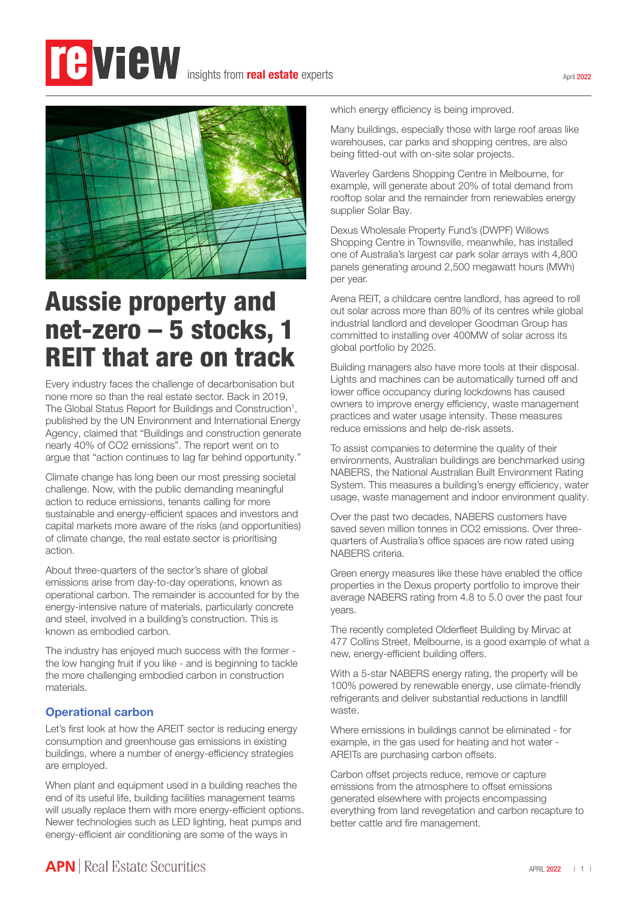# review insights from real estate experts

April 2022

# Aussie property and net-zero – 5 stocks, 1 REIT that are on track

Every industry faces the challenge of decarbonisation but none more so than the real estate sector. Back in 2019, The Global Status Report for Buildings and Construction[1], published by the UN Environment and International Energy Agency, claimed that "Buildings and construction generate nearly 40% of $CO_2$ emissions". The report went on to argue that "action continues to lag far behind opportunity."

Climate change has long been our most pressing societal challenge. Now, with the public demanding meaningful action to reduce emissions, tenants calling for more sustainable and energy-efficient spaces and investors and capital markets more aware of the risks (and opportunities) of climate change, the real estate sector is prioritising action.

About three-quarters of the sector's share of global emissions arise from day-to-day operations, known as operational carbon. The remainder is accounted for by the energy-intensive nature of materials, particularly concrete and steel, involved in a building's construction. This is known as embodied carbon.

The industry has enjoyed much success with the former - the low hanging fruit if you like - and is beginning to tackle the more challenging embodied carbon in construction materials.

## Operational carbon

Let's first look at how the AREIT sector is reducing energy consumption and greenhouse gas emissions in existing buildings, where a number of energy-efficiency strategies are employed.

When plant and equipment used in a building reaches the end of its useful life, building facilities management teams will usually replace them with more energy-efficient options. Newer technologies such as LED lighting, heat pumps and energy-efficient air conditioning are some of the ways in which energy efficiency is being improved.

Many buildings, especially those with large roof areas like warehouses, car parks and shopping centres, are also being fitted-out with on-site solar projects.

Waverley Gardens Shopping Centre in Melbourne, for example, will generate about 20% of total demand from rooftop solar and the remainder from renewables energy supplier Solar Bay.

Dexus Wholesale Property Fund's (DWPF) Willows Shopping Centre in Townsville, meanwhile, has installed one of Australia's largest car park solar arrays with 4,800 panels generating around 2,500 megawatt hours (MWh) per year.

Arena REIT, a childcare centre landlord, has agreed to roll out solar across more than 80% of its centres while global industrial landlord and developer Goodman Group has committed to installing over 400MW of solar across its global portfolio by 2025.

Building managers also have more tools at their disposal. Lights and machines can be automatically turned off and lower office occupancy during lockdowns has caused owners to improve energy efficiency, waste management practices and water usage intensity. These measures reduce emissions and help de-risk assets.

To assist companies to determine the quality of their environments, Australian buildings are benchmarked using NABERS, the National Australian Built Environment Rating System. This measures a building's energy efficiency, water usage, waste management and indoor environment quality.

Over the past two decades, NABERS customers have saved seven million tonnes in $CO_2$ emissions. Over three-quarters of Australia's office spaces are now rated using NABERS criteria.

Green energy measures like these have enabled the office properties in the Dexus property portfolio to improve their average NABERS rating from 4.8 to 5.0 over the past four years.

The recently completed Olderfleet Building by Mirvac at 477 Collins Street, Melbourne, is a good example of what a new, energy-efficient building offers.

With a 5-star NABERS energy rating, the property will be 100% powered by renewable energy, use climate-friendly refrigerants and deliver substantial reductions in landfill waste.

Where emissions in buildings cannot be eliminated - for example, in the gas used for heating and hot water - AREITs are purchasing carbon offsets.

Carbon offset projects reduce, remove or capture emissions from the atmosphere to offset emissions generated elsewhere with projects encompassing everything from land revegetation and carbon recapture to better cattle and fire management.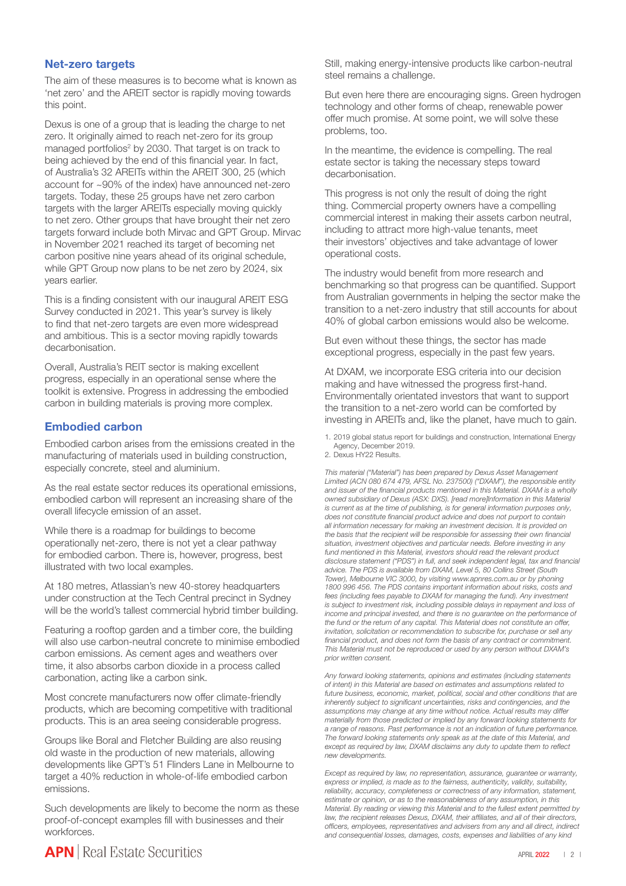## Net-zero targets

The aim of these measures is to become what is known as 'net zero' and the AREIT sector is rapidly moving towards this point.

Dexus is one of a group that is leading the charge to net zero. It originally aimed to reach net-zero for its group managed portfolios[2] by 2030. That target is on track to being achieved by the end of this financial year. In fact, of Australia's 32 AREITs within the AREIT 300, 25 (which account for ~90% of the index) have announced net-zero targets. Today, these 25 groups have net zero carbon targets with the larger AREITs especially moving quickly to net zero. Other groups that have brought their net zero targets forward include both Mirvac and GPT Group. Mirvac in November 2021 reached its target of becoming net carbon positive nine years ahead of its original schedule, while GPT Group now plans to be net zero by 2024, six years earlier.

This is a finding consistent with our inaugural AREIT ESG Survey conducted in 2021. This year's survey is likely to find that net-zero targets are even more widespread and ambitious. This is a sector moving rapidly towards decarbonisation.

Overall, Australia's REIT sector is making excellent progress, especially in an operational sense where the toolkit is extensive. Progress in addressing the embodied carbon in building materials is proving more complex.

## Embodied carbon

Embodied carbon arises from the emissions created in the manufacturing of materials used in building construction, especially concrete, steel and aluminium.

As the real estate sector reduces its operational emissions, embodied carbon will represent an increasing share of the overall lifecycle emission of an asset.

While there is a roadmap for buildings to become operationally net-zero, there is not yet a clear pathway for embodied carbon. There is, however, progress, best illustrated with two local examples.

At 180 metres, Atlassian's new 40-storey headquarters under construction at the Tech Central precinct in Sydney will be the world's tallest commercial hybrid timber building.

Featuring a rooftop garden and a timber core, the building will also use carbon-neutral concrete to minimise embodied carbon emissions. As cement ages and weathers over time, it also absorbs carbon dioxide in a process called carbonation, acting like a carbon sink.

Most concrete manufacturers now offer climate-friendly products, which are becoming competitive with traditional products. This is an area seeing considerable progress.

Groups like Boral and Fletcher Building are also reusing old waste in the production of new materials, allowing developments like GPT's 51 Flinders Lane in Melbourne to target a 40% reduction in whole-of-life embodied carbon emissions.

Such developments are likely to become the norm as these proof-of-concept examples fill with businesses and their workforces.

Still, making energy-intensive products like carbon-neutral steel remains a challenge.

But even here there are encouraging signs. Green hydrogen technology and other forms of cheap, renewable power offer much promise. At some point, we will solve these problems, too.

In the meantime, the evidence is compelling. The real estate sector is taking the necessary steps toward decarbonisation.

This progress is not only the result of doing the right thing. Commercial property owners have a compelling commercial interest in making their assets carbon neutral, including to attract more high-value tenants, meet their investors' objectives and take advantage of lower operational costs.

The industry would benefit from more research and benchmarking so that progress can be quantified. Support from Australian governments in helping the sector make the transition to a net-zero industry that still accounts for about 40% of global carbon emissions would also be welcome.

But even without these things, the sector has made exceptional progress, especially in the past few years.

At DXAM, we incorporate ESG criteria into our decision making and have witnessed the progress first-hand. Environmentally orientated investors that want to support the transition to a net-zero world can be comforted by investing in AREITs and, like the planet, have much to gain.

1. 2019 global status report for buildings and construction, International Energy Agency, December 2019.
2. Dexus HY22 Results.

*This material ("Material") has been prepared by Dexus Asset Management Limited (ACN 080 674 479, AFSL No. 237500) ("DXAM"), the responsible entity and issuer of the financial products mentioned in this Material. DXAM is a wholly owned subsidiary of Dexus (ASX: DXS). [read more]Information in this Material is current as at the time of publishing, is for general information purposes only, does not constitute financial product advice and does not purport to contain all information necessary for making an investment decision. It is provided on the basis that the recipient will be responsible for assessing their own financial situation, investment objectives and particular needs. Before investing in any fund mentioned in this Material, investors should read the relevant product disclosure statement ("PDS") in full, and seek independent legal, tax and financial advice. The PDS is available from DXAM, Level 5, 80 Collins Street (South Tower), Melbourne VIC 3000, by visiting www.apnres.com.au or by phoning 1800 996 456. The PDS contains important information about risks, costs and fees (including fees payable to DXAM for managing the fund). Any investment is subject to investment risk, including possible delays in repayment and loss of income and principal invested, and there is no guarantee on the performance of the fund or the return of any capital. This Material does not constitute an offer, invitation, solicitation or recommendation to subscribe for, purchase or sell any financial product, and does not form the basis of any contract or commitment. This Material must not be reproduced or used by any person without DXAM's prior written consent.*

*Any forward looking statements, opinions and estimates (including statements of intent) in this Material are based on estimates and assumptions related to future business, economic, market, political, social and other conditions that are inherently subject to significant uncertainties, risks and contingencies, and the assumptions may change at any time without notice. Actual results may differ materially from those predicted or implied by any forward looking statements for a range of reasons. Past performance is not an indication of future performance. The forward looking statements only speak as at the date of this Material, and except as required by law, DXAM disclaims any duty to update them to reflect new developments.*

*Except as required by law, no representation, assurance, guarantee or warranty, express or implied, is made as to the fairness, authenticity, validity, suitability, reliability, accuracy, completeness or correctness of any information, statement, estimate or opinion, or as to the reasonableness of any assumption, in this Material. By reading or viewing this Material and to the fullest extent permitted by law, the recipient releases Dexus, DXAM, their affiliates, and all of their directors, officers, employees, representatives and advisers from any and all direct, indirect and consequential losses, damages, costs, expenses and liabilities of any kind*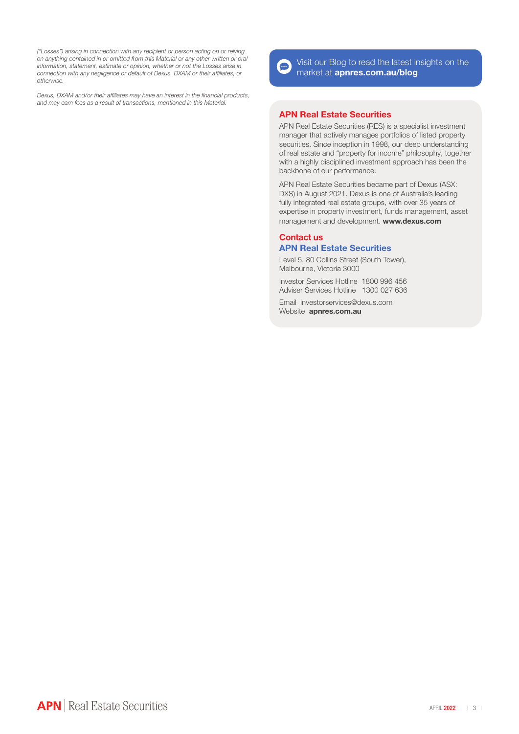*("Losses") arising in connection with any recipient or person acting on or relying on anything contained in or omitted from this Material or any other written or oral information, statement, estimate or opinion, whether or not the Losses arise in connection with any negligence or default of Dexus, DXAM or their affiliates, or otherwise.*

*Dexus, DXAM and/or their affiliates may have an interest in the financial products, and may earn fees as a result of transactions, mentioned in this Material.*

Visit our Blog to read the latest insights on the market at **apnres.com.au/blog**

## APN Real Estate Securities

APN Real Estate Securities (RES) is a specialist investment manager that actively manages portfolios of listed property securities. Since inception in 1998, our deep understanding of real estate and "property for income" philosophy, together with a highly disciplined investment approach has been the backbone of our performance.

APN Real Estate Securities became part of Dexus (ASX: DXS) in August 2021. Dexus is one of Australia's leading fully integrated real estate groups, with over 35 years of expertise in property investment, funds management, asset management and development. **www.dexus.com**

## Contact us

### APN Real Estate Securities

Level 5, 80 Collins Street (South Tower),
Melbourne, Victoria 3000

Investor Services Hotline 1800 996 456
Adviser Services Hotline 1300 027 636

Email investorservices@dexus.com
Website **apnres.com.au**